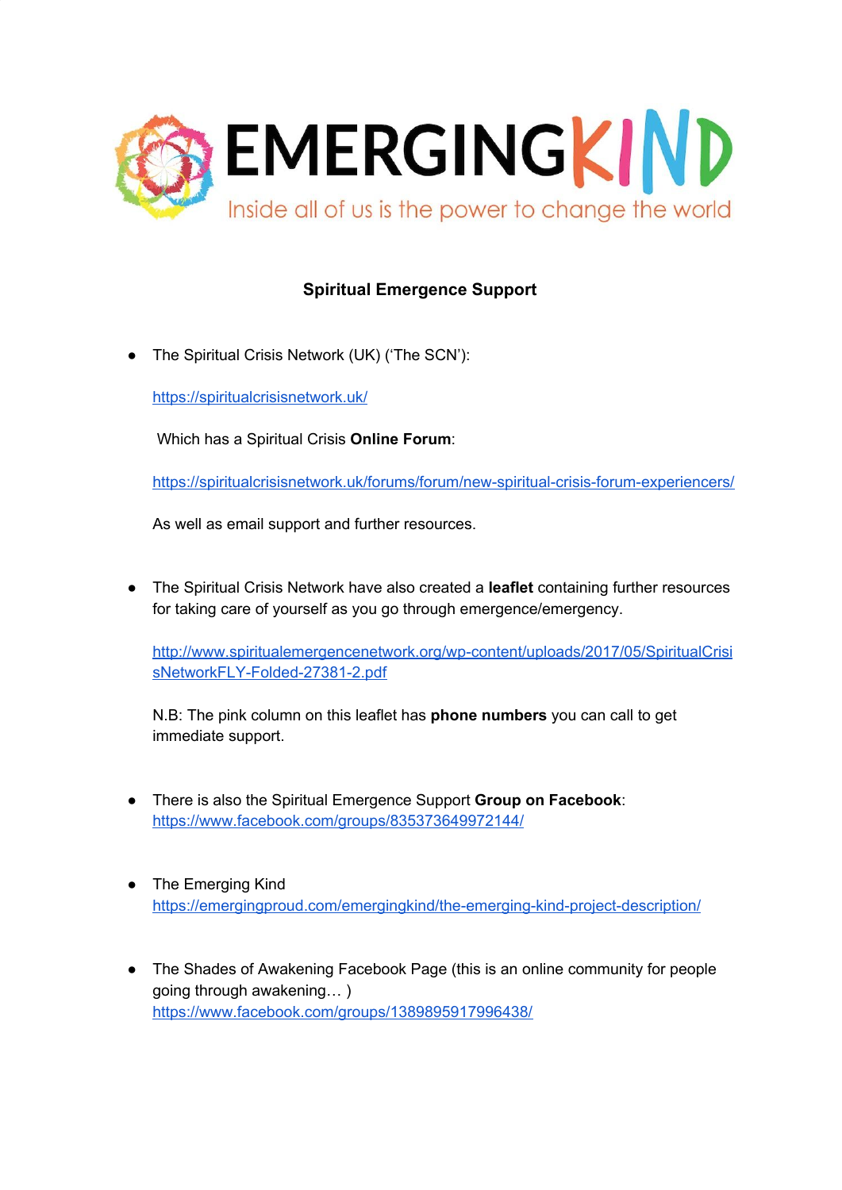EMERGINGKIND

Inside all of us is the power to change the world

## Spiritual Emergence Support

- The Spiritual Crisis Network (UK) ('The SCN'):

  https://spiritualcrisisnetwork.uk/

  Which has a Spiritual Crisis **Online Forum**:

  https://spiritualcrisisnetwork.uk/forums/forum/new-spiritual-crisis-forum-experiencers/

  As well as email support and further resources.

- The Spiritual Crisis Network have also created a **leaflet** containing further resources for taking care of yourself as you go through emergence/emergency.

  http://www.spiritualemergencenetwork.org/wp-content/uploads/2017/05/SpiritualCrisisNetworkFLY-Folded-27381-2.pdf

  N.B: The pink column on this leaflet has **phone numbers** you can call to get immediate support.

- There is also the Spiritual Emergence Support **Group on Facebook**: https://www.facebook.com/groups/835373649972144/

- The Emerging Kind https://emergingproud.com/emergingkind/the-emerging-kind-project-description/

- The Shades of Awakening Facebook Page (this is an online community for people going through awakening… ) https://www.facebook.com/groups/1389895917996438/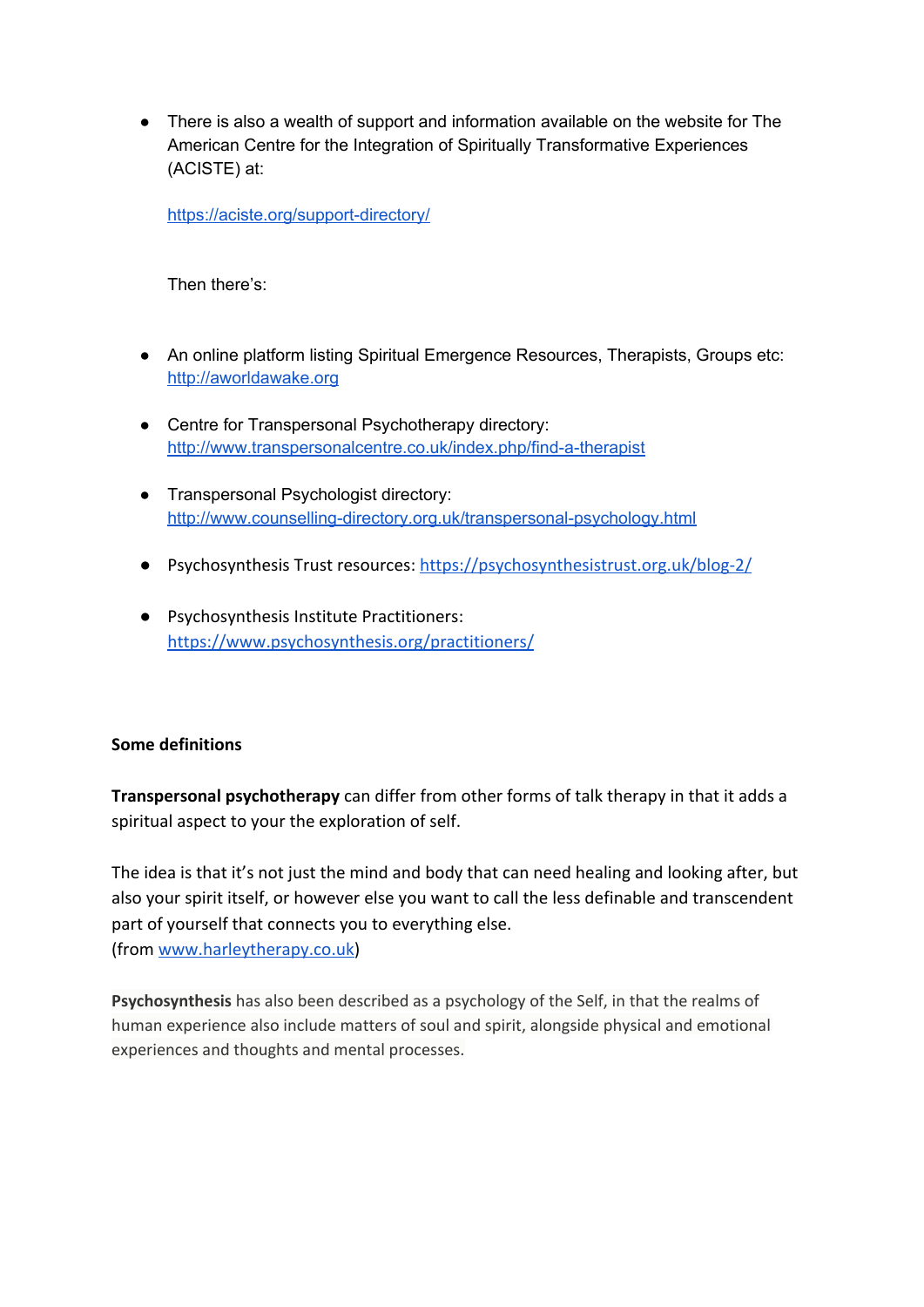- There is also a wealth of support and information available on the website for The American Centre for the Integration of Spiritually Transformative Experiences (ACISTE) at:

  https://aciste.org/support-directory/

  Then there's:

- An online platform listing Spiritual Emergence Resources, Therapists, Groups etc: http://aworldawake.org

- Centre for Transpersonal Psychotherapy directory: http://www.transpersonalcentre.co.uk/index.php/find-a-therapist

- Transpersonal Psychologist directory: http://www.counselling-directory.org.uk/transpersonal-psychology.html

- Psychosynthesis Trust resources: https://psychosynthesistrust.org.uk/blog-2/

- Psychosynthesis Institute Practitioners: https://www.psychosynthesis.org/practitioners/

**Some definitions**

**Transpersonal psychotherapy** can differ from other forms of talk therapy in that it adds a spiritual aspect to your the exploration of self.

The idea is that it's not just the mind and body that can need healing and looking after, but also your spirit itself, or however else you want to call the less definable and transcendent part of yourself that connects you to everything else.
(from www.harleytherapy.co.uk)

**Psychosynthesis** has also been described as a psychology of the Self, in that the realms of human experience also include matters of soul and spirit, alongside physical and emotional experiences and thoughts and mental processes.